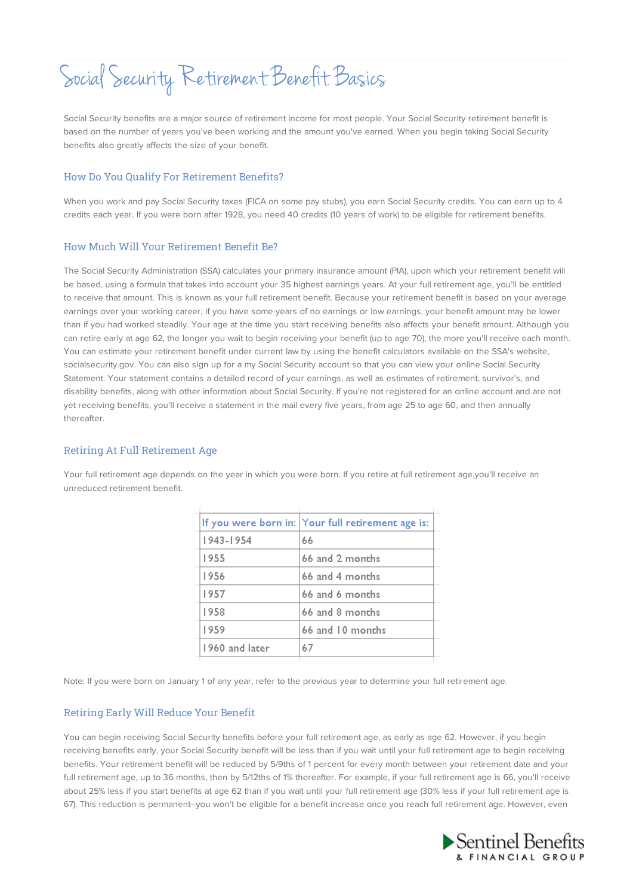# Social Security Retirement Benefit Basics

Social Security benefits are a major source of retirement income for most people. Your Social Security retirement benefit is based on the number of years you've been working and the amount you've earned. When you begin taking Social Security benefits also greatly affects the size of your benefit.

## How Do You Qualify For Retirement Benefits?

When you work and pay Social Security taxes (FICA on some pay stubs), you earn Social Security credits. You can earn up to 4 credits each year. If you were born after 1928, you need 40 credits (10 years of work) to be eligible for retirement benefits.

## How Much Will Your Retirement Benefit Be?

The Social Security Administration (SSA) calculates your primary insurance amount (PIA), upon which your retirement benefit will be based, using a formula that takes into account your 35 highest earnings years. At your full retirement age, you'll be entitled to receive that amount. This is known as your full retirement benefit. Because your retirement benefit is based on your average earnings over your working career, if you have some years of no earnings or low earnings, your benefit amount may be lower than if you had worked steadily. Your age at the time you start receiving benefits also affects your benefit amount. Although you can retire early at age 62, the longer you wait to begin receiving your benefit (up to age 70), the more you'll receive each month. You can estimate your retirement benefit under current law by using the benefit calculators available on the SSA's website, socialsecurity.gov. You can also sign up for a my Social Security account so that you can view your online Social Security Statement. Your statement contains a detailed record of your earnings, as well as estimates of retirement, survivor's, and disability benefits, along with other information about Social Security. If you're not registered for an online account and are not yet receiving benefits, you'll receive a statement in the mail every five years, from age 25 to age 60, and then annually thereafter.

## Retiring At Full Retirement Age

Your full retirement age depends on the year in which you were born. If you retire at full retirement age,you'll receive an unreduced retirement benefit.

| If you were born in: | Your full retirement age is: |
|---|---|
| 1943-1954 | 66 |
| 1955 | 66 and 2 months |
| 1956 | 66 and 4 months |
| 1957 | 66 and 6 months |
| 1958 | 66 and 8 months |
| 1959 | 66 and 10 months |
| 1960 and later | 67 |

Note: If you were born on January 1 of any year, refer to the previous year to determine your full retirement age.

## Retiring Early Will Reduce Your Benefit

You can begin receiving Social Security benefits before your full retirement age, as early as age 62. However, if you begin receiving benefits early, your Social Security benefit will be less than if you wait until your full retirement age to begin receiving benefits. Your retirement benefit will be reduced by 5/9ths of 1 percent for every month between your retirement date and your full retirement age, up to 36 months, then by 5/12ths of 1% thereafter. For example, if your full retirement age is 66, you'll receive about 25% less if you start benefits at age 62 than if you wait until your full retirement age (30% less if your full retirement age is 67). This reduction is permanent--you won't be eligible for a benefit increase once you reach full retirement age. However, even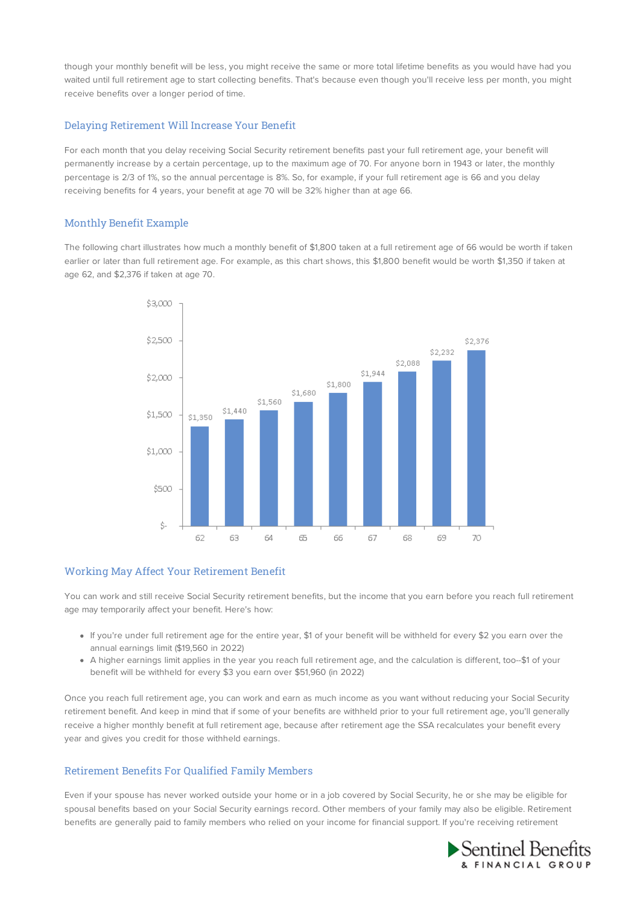though your monthly benefit will be less, you might receive the same or more total lifetime benefits as you would have had you waited until full retirement age to start collecting benefits. That's because even though you'll receive less per month, you might receive benefits over a longer period of time.

## Delaying Retirement Will Increase Your Benefit

For each month that you delay receiving Social Security retirement benefits past your full retirement age, your benefit will permanently increase by a certain percentage, up to the maximum age of 70. For anyone born in 1943 or later, the monthly percentage is 2/3 of 1%, so the annual percentage is 8%. So, for example, if your full retirement age is 66 and you delay receiving benefits for 4 years, your benefit at age 70 will be 32% higher than at age 66.

## Monthly Benefit Example

The following chart illustrates how much a monthly benefit of $1,800 taken at a full retirement age of 66 would be worth if taken earlier or later than full retirement age. For example, as this chart shows, this $1,800 benefit would be worth $1,350 if taken at age 62, and $2,376 if taken at age 70.

| Age | Monthly Benefit |
|---|---|
| 62 | $1,350 |
| 63 | $1,440 |
| 64 | $1,560 |
| 65 | $1,680 |
| 66 | $1,800 |
| 67 | $1,944 |
| 68 | $2,088 |
| 69 | $2,232 |
| 70 | $2,376 |

## Working May Affect Your Retirement Benefit

You can work and still receive Social Security retirement benefits, but the income that you earn before you reach full retirement age may temporarily affect your benefit. Here's how:

- If you're under full retirement age for the entire year, $1 of your benefit will be withheld for every $2 you earn over the annual earnings limit ($19,560 in 2022)
- A higher earnings limit applies in the year you reach full retirement age, and the calculation is different, too--$1 of your benefit will be withheld for every $3 you earn over $51,960 (in 2022)

Once you reach full retirement age, you can work and earn as much income as you want without reducing your Social Security retirement benefit. And keep in mind that if some of your benefits are withheld prior to your full retirement age, you'll generally receive a higher monthly benefit at full retirement age, because after retirement age the SSA recalculates your benefit every year and gives you credit for those withheld earnings.

## Retirement Benefits For Qualified Family Members

Even if your spouse has never worked outside your home or in a job covered by Social Security, he or she may be eligible for spousal benefits based on your Social Security earnings record. Other members of your family may also be eligible. Retirement benefits are generally paid to family members who relied on your income for financial support. If you're receiving retirement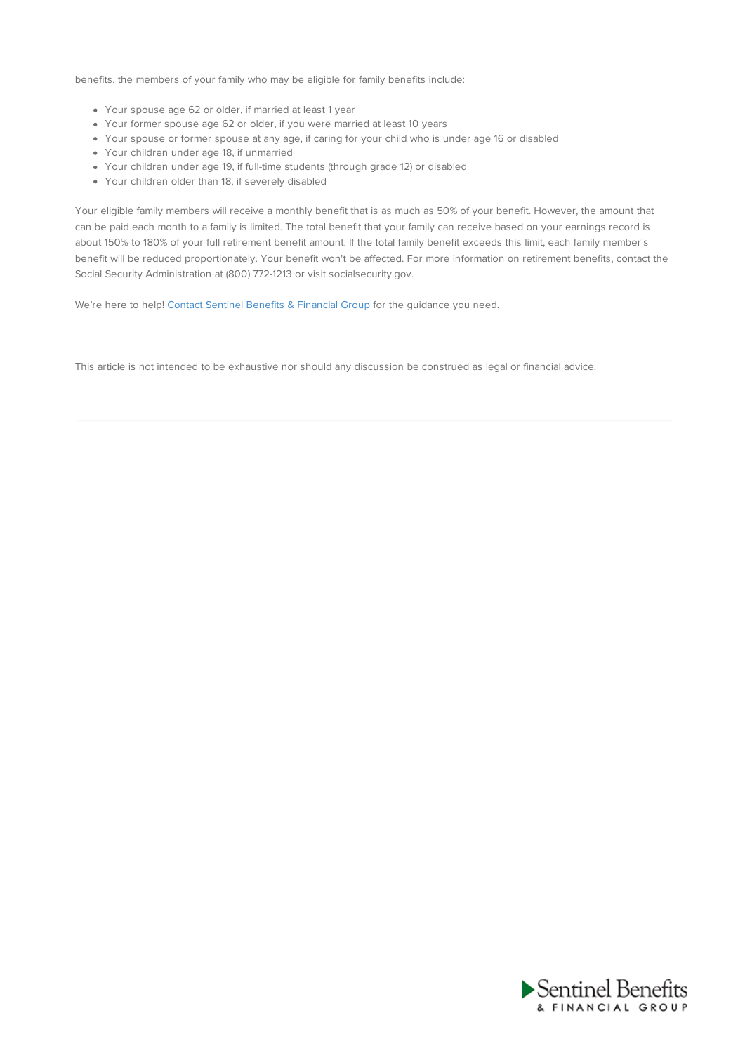benefits, the members of your family who may be eligible for family benefits include:

- Your spouse age 62 or older, if married at least 1 year
- Your former spouse age 62 or older, if you were married at least 10 years
- Your spouse or former spouse at any age, if caring for your child who is under age 16 or disabled
- Your children under age 18, if unmarried
- Your children under age 19, if full-time students (through grade 12) or disabled
- Your children older than 18, if severely disabled

Your eligible family members will receive a monthly benefit that is as much as 50% of your benefit. However, the amount that can be paid each month to a family is limited. The total benefit that your family can receive based on your earnings record is about 150% to 180% of your full retirement benefit amount. If the total family benefit exceeds this limit, each family member's benefit will be reduced proportionately. Your benefit won't be affected. For more information on retirement benefits, contact the Social Security Administration at (800) 772-1213 or visit socialsecurity.gov.

We're here to help! Contact Sentinel Benefits & Financial Group for the guidance you need.

This article is not intended to be exhaustive nor should any discussion be construed as legal or financial advice.